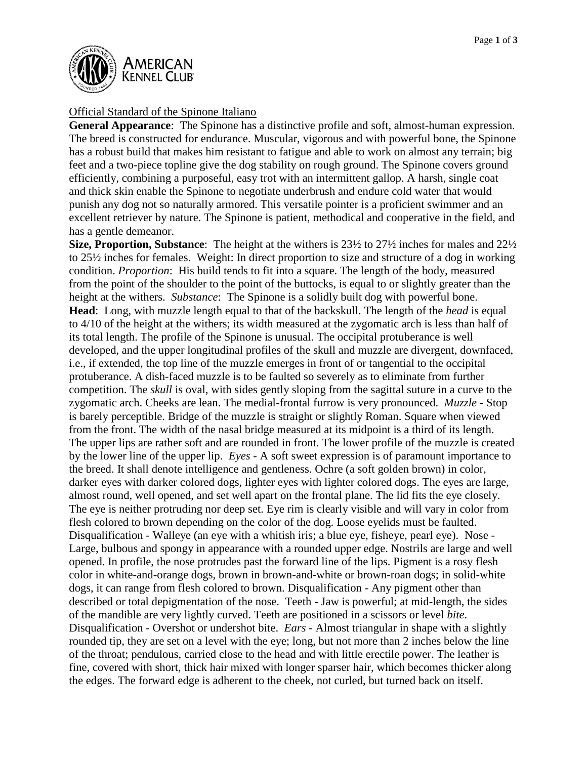AMERICAN KENNEL CLUB

Official Standard of the Spinone Italiano

**General Appearance**: The Spinone has a distinctive profile and soft, almost-human expression. The breed is constructed for endurance. Muscular, vigorous and with powerful bone, the Spinone has a robust build that makes him resistant to fatigue and able to work on almost any terrain; big feet and a two-piece topline give the dog stability on rough ground. The Spinone covers ground efficiently, combining a purposeful, easy trot with an intermittent gallop. A harsh, single coat and thick skin enable the Spinone to negotiate underbrush and endure cold water that would punish any dog not so naturally armored. This versatile pointer is a proficient swimmer and an excellent retriever by nature. The Spinone is patient, methodical and cooperative in the field, and has a gentle demeanor.

**Size, Proportion, Substance**: The height at the withers is 23½ to 27½ inches for males and 22½ to 25½ inches for females. Weight: In direct proportion to size and structure of a dog in working condition. *Proportion*: His build tends to fit into a square. The length of the body, measured from the point of the shoulder to the point of the buttocks, is equal to or slightly greater than the height at the withers. *Substance*: The Spinone is a solidly built dog with powerful bone.

**Head**: Long, with muzzle length equal to that of the backskull. The length of the *head* is equal to 4/10 of the height at the withers; its width measured at the zygomatic arch is less than half of its total length. The profile of the Spinone is unusual. The occipital protuberance is well developed, and the upper longitudinal profiles of the skull and muzzle are divergent, downfaced, i.e., if extended, the top line of the muzzle emerges in front of or tangential to the occipital protuberance. A dish-faced muzzle is to be faulted so severely as to eliminate from further competition. The *skull* is oval, with sides gently sloping from the sagittal suture in a curve to the zygomatic arch. Cheeks are lean. The medial-frontal furrow is very pronounced. *Muzzle* - Stop is barely perceptible. Bridge of the muzzle is straight or slightly Roman. Square when viewed from the front. The width of the nasal bridge measured at its midpoint is a third of its length. The upper lips are rather soft and are rounded in front. The lower profile of the muzzle is created by the lower line of the upper lip. *Eyes* - A soft sweet expression is of paramount importance to the breed. It shall denote intelligence and gentleness. Ochre (a soft golden brown) in color, darker eyes with darker colored dogs, lighter eyes with lighter colored dogs. The eyes are large, almost round, well opened, and set well apart on the frontal plane. The lid fits the eye closely. The eye is neither protruding nor deep set. Eye rim is clearly visible and will vary in color from flesh colored to brown depending on the color of the dog. Loose eyelids must be faulted. Disqualification - Walleye (an eye with a whitish iris; a blue eye, fisheye, pearl eye). Nose - Large, bulbous and spongy in appearance with a rounded upper edge. Nostrils are large and well opened. In profile, the nose protrudes past the forward line of the lips. Pigment is a rosy flesh color in white-and-orange dogs, brown in brown-and-white or brown-roan dogs; in solid-white dogs, it can range from flesh colored to brown. Disqualification - Any pigment other than described or total depigmentation of the nose. Teeth - Jaw is powerful; at mid-length, the sides of the mandible are very lightly curved. Teeth are positioned in a scissors or level *bite*. Disqualification - Overshot or undershot bite. *Ears* - Almost triangular in shape with a slightly rounded tip, they are set on a level with the eye; long, but not more than 2 inches below the line of the throat; pendulous, carried close to the head and with little erectile power. The leather is fine, covered with short, thick hair mixed with longer sparser hair, which becomes thicker along the edges. The forward edge is adherent to the cheek, not curled, but turned back on itself.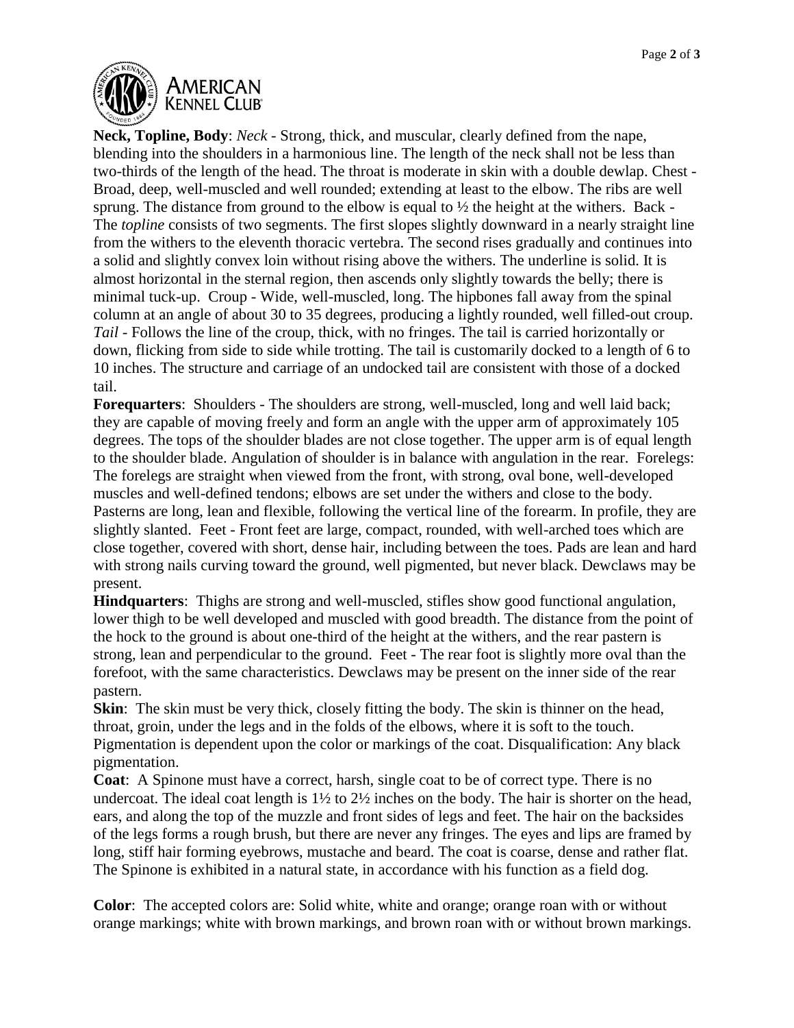**Neck, Topline, Body**: *Neck* - Strong, thick, and muscular, clearly defined from the nape, blending into the shoulders in a harmonious line. The length of the neck shall not be less than two-thirds of the length of the head. The throat is moderate in skin with a double dewlap. Chest - Broad, deep, well-muscled and well rounded; extending at least to the elbow. The ribs are well sprung. The distance from ground to the elbow is equal to ½ the height at the withers. Back - The *topline* consists of two segments. The first slopes slightly downward in a nearly straight line from the withers to the eleventh thoracic vertebra. The second rises gradually and continues into a solid and slightly convex loin without rising above the withers. The underline is solid. It is almost horizontal in the sternal region, then ascends only slightly towards the belly; there is minimal tuck-up. Croup - Wide, well-muscled, long. The hipbones fall away from the spinal column at an angle of about 30 to 35 degrees, producing a lightly rounded, well filled-out croup. *Tail* - Follows the line of the croup, thick, with no fringes. The tail is carried horizontally or down, flicking from side to side while trotting. The tail is customarily docked to a length of 6 to 10 inches. The structure and carriage of an undocked tail are consistent with those of a docked tail.

**Forequarters**: Shoulders - The shoulders are strong, well-muscled, long and well laid back; they are capable of moving freely and form an angle with the upper arm of approximately 105 degrees. The tops of the shoulder blades are not close together. The upper arm is of equal length to the shoulder blade. Angulation of shoulder is in balance with angulation in the rear. Forelegs: The forelegs are straight when viewed from the front, with strong, oval bone, well-developed muscles and well-defined tendons; elbows are set under the withers and close to the body. Pasterns are long, lean and flexible, following the vertical line of the forearm. In profile, they are slightly slanted. Feet - Front feet are large, compact, rounded, with well-arched toes which are close together, covered with short, dense hair, including between the toes. Pads are lean and hard with strong nails curving toward the ground, well pigmented, but never black. Dewclaws may be present.

**Hindquarters**: Thighs are strong and well-muscled, stifles show good functional angulation, lower thigh to be well developed and muscled with good breadth. The distance from the point of the hock to the ground is about one-third of the height at the withers, and the rear pastern is strong, lean and perpendicular to the ground. Feet - The rear foot is slightly more oval than the forefoot, with the same characteristics. Dewclaws may be present on the inner side of the rear pastern.

**Skin**: The skin must be very thick, closely fitting the body. The skin is thinner on the head, throat, groin, under the legs and in the folds of the elbows, where it is soft to the touch. Pigmentation is dependent upon the color or markings of the coat. Disqualification: Any black pigmentation.

**Coat**: A Spinone must have a correct, harsh, single coat to be of correct type. There is no undercoat. The ideal coat length is 1½ to 2½ inches on the body. The hair is shorter on the head, ears, and along the top of the muzzle and front sides of legs and feet. The hair on the backsides of the legs forms a rough brush, but there are never any fringes. The eyes and lips are framed by long, stiff hair forming eyebrows, mustache and beard. The coat is coarse, dense and rather flat. The Spinone is exhibited in a natural state, in accordance with his function as a field dog.

**Color**: The accepted colors are: Solid white, white and orange; orange roan with or without orange markings; white with brown markings, and brown roan with or without brown markings.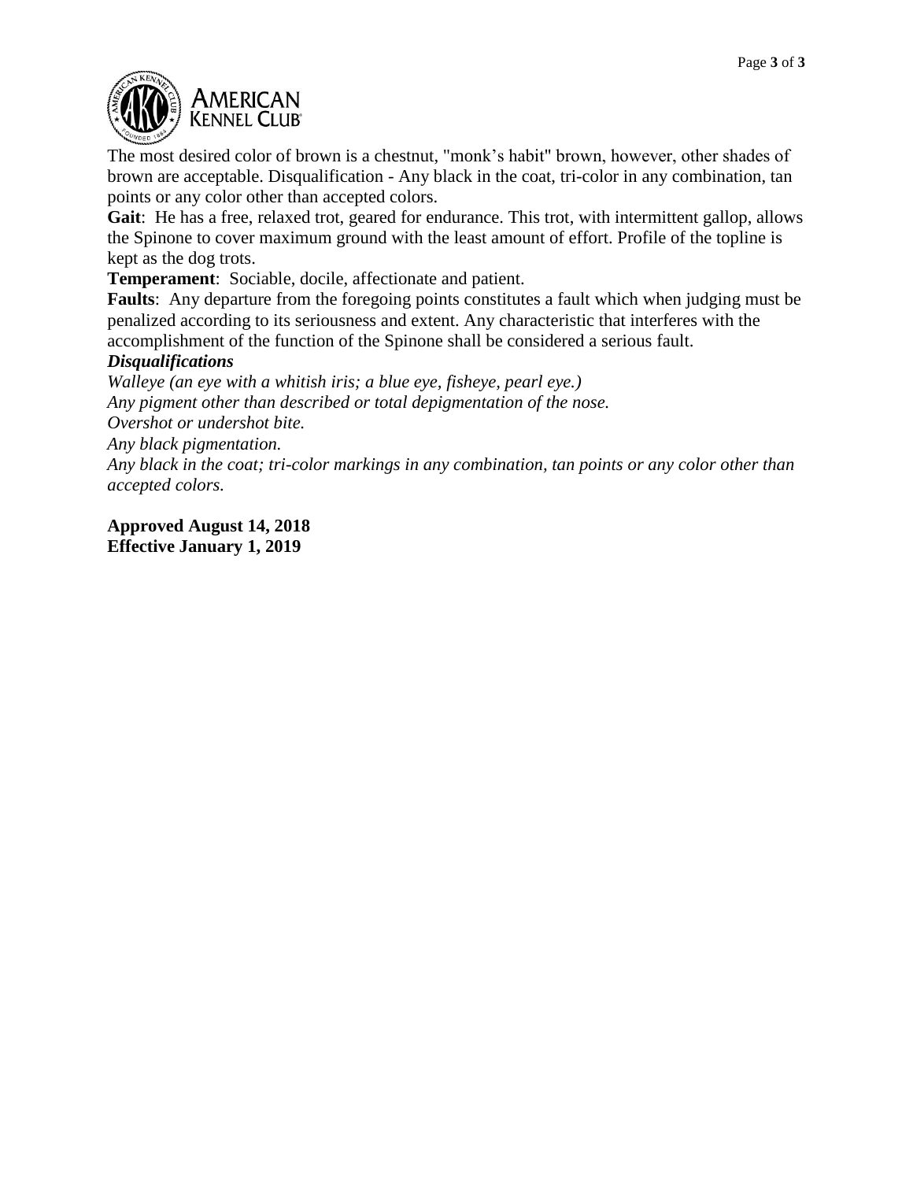The most desired color of brown is a chestnut, "monk's habit" brown, however, other shades of brown are acceptable. Disqualification - Any black in the coat, tri-color in any combination, tan points or any color other than accepted colors.

**Gait**: He has a free, relaxed trot, geared for endurance. This trot, with intermittent gallop, allows the Spinone to cover maximum ground with the least amount of effort. Profile of the topline is kept as the dog trots.

**Temperament**: Sociable, docile, affectionate and patient.

**Faults**: Any departure from the foregoing points constitutes a fault which when judging must be penalized according to its seriousness and extent. Any characteristic that interferes with the accomplishment of the function of the Spinone shall be considered a serious fault.

***Disqualifications***

*Walleye (an eye with a whitish iris; a blue eye, fisheye, pearl eye.)*
*Any pigment other than described or total depigmentation of the nose.*
*Overshot or undershot bite.*
*Any black pigmentation.*
*Any black in the coat; tri-color markings in any combination, tan points or any color other than accepted colors.*

**Approved August 14, 2018**
**Effective January 1, 2019**